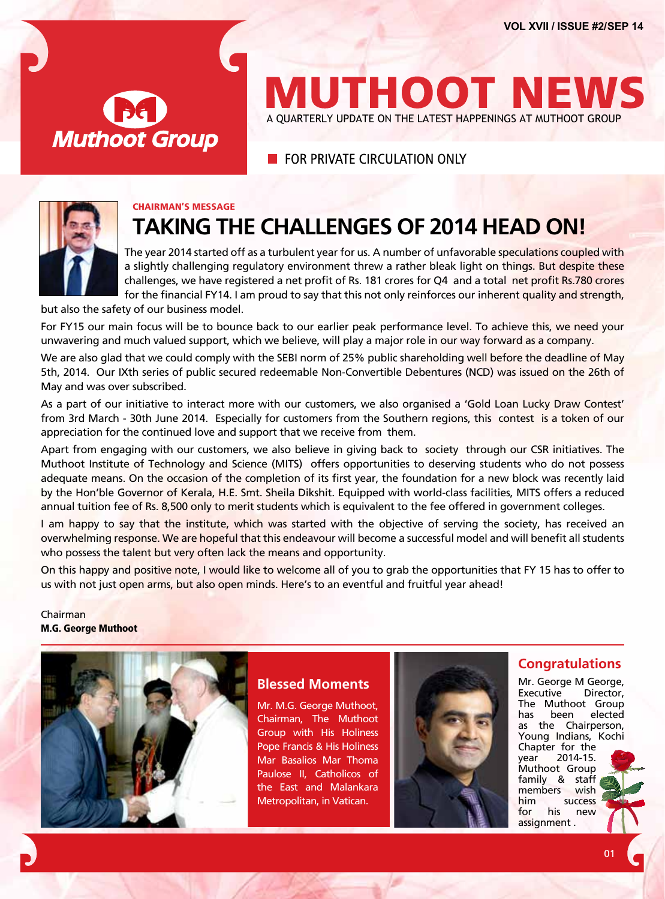# MUTHOOT NEWS

A QUARTERLY UPDATE ON THE LATEST HAPPENINGS AT MUTHOOT GROUP

FOR PRIVATE CIRCULATION ONLY

VOL XVII / ISSUE #2/SEP 14

**CHAIRMAN'S MESSAGE**

## TAKING THE CHALLENGES OF 2014 HEAD ON!

The year 2014 started off as a turbulent year for us. A number of unfavorable speculations coupled with a slightly challenging regulatory environment threw a rather bleak light on things. But despite these challenges, we have registered a net profit of Rs. 181 crores for Q4 and a total net profit Rs.780 crores for the financial FY14. I am proud to say that this not only reinforces our inherent quality and strength, but also the safety of our business model.

For FY15 our main focus will be to bounce back to our earlier peak performance level. To achieve this, we need your unwavering and much valued support, which we believe, will play a major role in our way forward as a company.

We are also glad that we could comply with the SEBI norm of 25% public shareholding well before the deadline of May 5th, 2014. Our IXth series of public secured redeemable Non-Convertible Debentures (NCD) was issued on the 26th of May and was over subscribed.

As a part of our initiative to interact more with our customers, we also organised a 'Gold Loan Lucky Draw Contest' from 3rd March - 30th June 2014. Especially for customers from the Southern regions, this contest is a token of our appreciation for the continued love and support that we receive from them.

Apart from engaging with our customers, we also believe in giving back to society through our CSR initiatives. The Muthoot Institute of Technology and Science (MITS) offers opportunities to deserving students who do not possess adequate means. On the occasion of the completion of its first year, the foundation for a new block was recently laid by the Hon'ble Governor of Kerala, H.E. Smt. Sheila Dikshit. Equipped with world-class facilities, MITS offers a reduced annual tuition fee of Rs. 8,500 only to merit students which is equivalent to the fee offered in government colleges.

I am happy to say that the institute, which was started with the objective of serving the society, has received an overwhelming response. We are hopeful that this endeavour will become a successful model and will benefit all students who possess the talent but very often lack the means and opportunity.

On this happy and positive note, I would like to welcome all of you to grab the opportunities that FY 15 has to offer to us with not just open arms, but also open minds. Here's to an eventful and fruitful year ahead!

Chairman
**M.G. George Muthoot**

### Blessed Moments

Mr. M.G. George Muthoot, Chairman, The Muthoot Group with His Holiness Pope Francis & His Holiness Mar Basalios Mar Thoma Paulose II, Catholicos of the East and Malankara Metropolitan, in Vatican.

### Congratulations

Mr. George M George, Executive Director, The Muthoot Group has been elected as the Chairperson, Young Indians, Kochi Chapter for the year 2014-15. Muthoot Group family & staff members wish him success for his new assignment .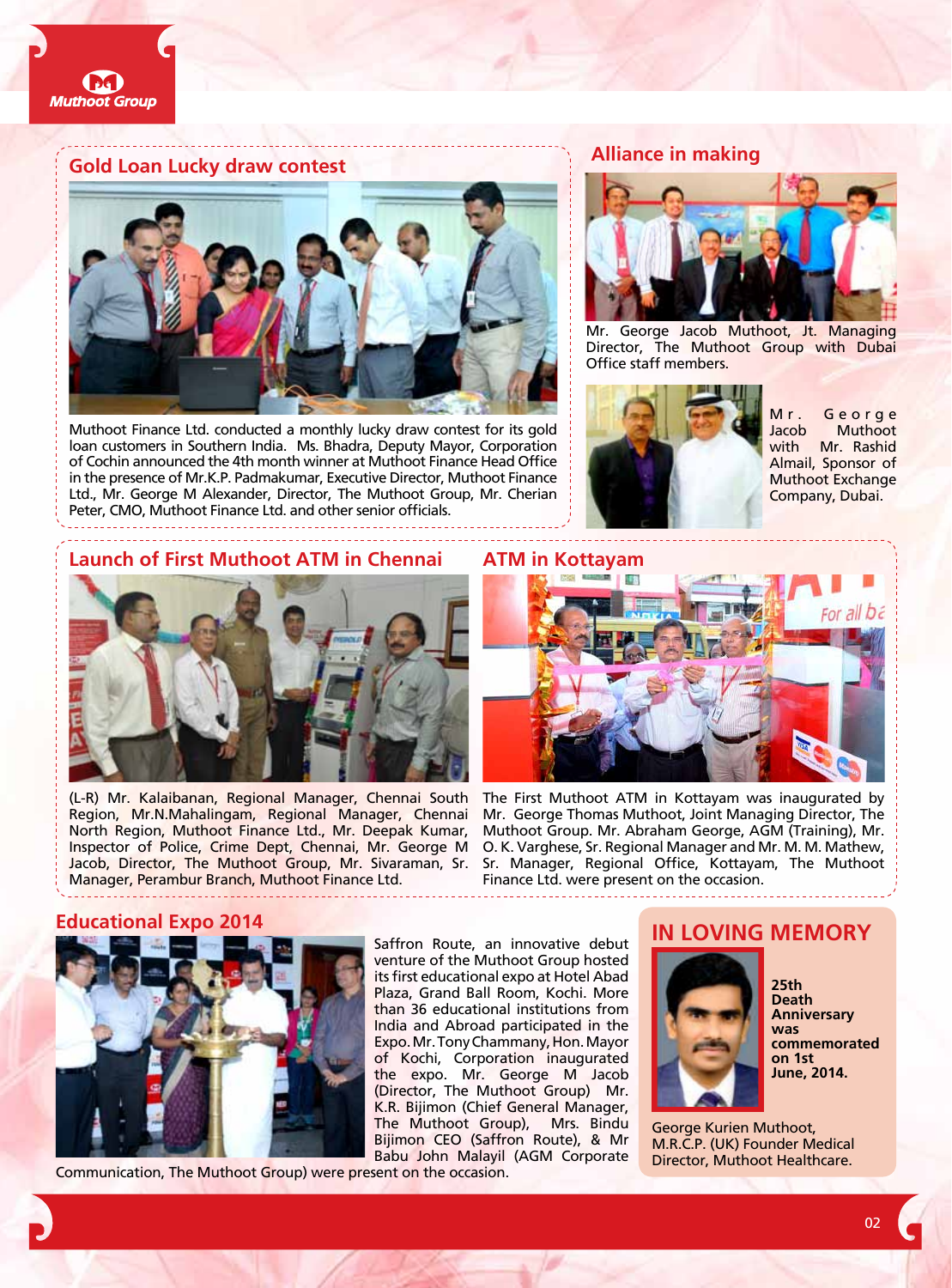## Gold Loan Lucky draw contest

Muthoot Finance Ltd. conducted a monthly lucky draw contest for its gold loan customers in Southern India. Ms. Bhadra, Deputy Mayor, Corporation of Cochin announced the 4th month winner at Muthoot Finance Head Office in the presence of Mr.K.P. Padmakumar, Executive Director, Muthoot Finance Ltd., Mr. George M Alexander, Director, The Muthoot Group, Mr. Cherian Peter, CMO, Muthoot Finance Ltd. and other senior officials.

## Alliance in making

Mr. George Jacob Muthoot, Jt. Managing Director, The Muthoot Group with Dubai Office staff members.

Mr. George Jacob Muthoot with Mr. Rashid Almail, Sponsor of Muthoot Exchange Company, Dubai.

## Launch of First Muthoot ATM in Chennai

(L-R) Mr. Kalaibanan, Regional Manager, Chennai South Region, Mr.N.Mahalingam, Regional Manager, Chennai North Region, Muthoot Finance Ltd., Mr. Deepak Kumar, Inspector of Police, Crime Dept, Chennai, Mr. George M Jacob, Director, The Muthoot Group, Mr. Sivaraman, Sr. Manager, Perambur Branch, Muthoot Finance Ltd.

## ATM in Kottayam

The First Muthoot ATM in Kottayam was inaugurated by Mr. George Thomas Muthoot, Joint Managing Director, The Muthoot Group. Mr. Abraham George, AGM (Training), Mr. O. K. Varghese, Sr. Regional Manager and Mr. M. M. Mathew, Sr. Manager, Regional Office, Kottayam, The Muthoot Finance Ltd. were present on the occasion.

## Educational Expo 2014

Saffron Route, an innovative debut venture of the Muthoot Group hosted its first educational expo at Hotel Abad Plaza, Grand Ball Room, Kochi. More than 36 educational institutions from India and Abroad participated in the Expo. Mr. Tony Chammany, Hon. Mayor of Kochi, Corporation inaugurated the expo. Mr. George M Jacob (Director, The Muthoot Group) Mr. K.R. Bijimon (Chief General Manager, The Muthoot Group), Mrs. Bindu Bijimon CEO (Saffron Route), & Mr Babu John Malayil (AGM Corporate Communication, The Muthoot Group) were present on the occasion.

## IN LOVING MEMORY

**25th Death Anniversary was commemorated on 1st June, 2014.**

George Kurien Muthoot, M.R.C.P. (UK) Founder Medical Director, Muthoot Healthcare.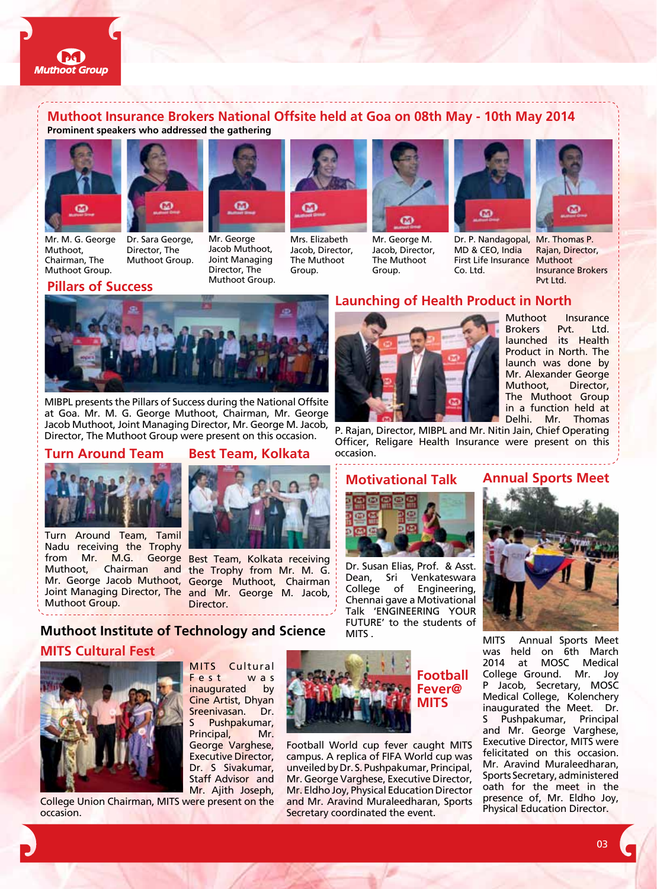## Muthoot Insurance Brokers National Offsite held at Goa on 08th May - 10th May 2014

**Prominent speakers who addressed the gathering**

Mr. M. G. George Muthoot, Chairman, The Muthoot Group.

Dr. Sara George, Director, The Muthoot Group.

Mr. George Jacob Muthoot, Joint Managing Director, The Muthoot Group.

Mrs. Elizabeth Jacob, Director, The Muthoot Group.

Mr. George M. Jacob, Director, The Muthoot Group.

Dr. P. Nandagopal, MD & CEO, India First Life Insurance Co. Ltd.

Mr. Thomas P. Rajan, Director, Muthoot Insurance Brokers Pvt Ltd.

### Pillars of Success

MIBPL presents the Pillars of Success during the National Offsite at Goa. Mr. M. G. George Muthoot, Chairman, Mr. George Jacob Muthoot, Joint Managing Director, Mr. George M. Jacob, Director, The Muthoot Group were present on this occasion.

### Launching of Health Product in North

Muthoot Insurance Brokers Pvt. Ltd. launched its Health Product in North. The launch was done by Mr. Alexander George Muthoot, Director, The Muthoot Group in a function held at Delhi. Mr. Thomas P. Rajan, Director, MIBPL and Mr. Nitin Jain, Chief Operating Officer, Religare Health Insurance were present on this occasion.

### Turn Around Team

Turn Around Team, Tamil Nadu receiving the Trophy from Mr. M.G. George Muthoot, Chairman and Mr. George Jacob Muthoot, Joint Managing Director, The Muthoot Group.

### Best Team, Kolkata

Best Team, Kolkata receiving the Trophy from Mr. M. G. George Muthoot, Chairman and Mr. George M. Jacob, Director.

## Muthoot Institute of Technology and Science

### MITS Cultural Fest

MITS Cultural Fest was inaugurated by Cine Artist, Dhyan Sreenivasan. Dr. S Pushpakumar, Principal, Mr. George Varghese, Executive Director, Dr. S Sivakumar, Staff Advisor and Mr. Ajith Joseph, College Union Chairman, MITS were present on the occasion.

### Football Fever@ MITS

Football World cup fever caught MITS campus. A replica of FIFA World cup was unveiled by Dr. S. Pushpakumar, Principal, Mr. George Varghese, Executive Director, Mr. Eldho Joy, Physical Education Director and Mr. Aravind Muraleedharan, Sports Secretary coordinated the event.

### Motivational Talk

Dr. Susan Elias, Prof. & Asst. Dean, Sri Venkateswara College of Engineering, Chennai gave a Motivational Talk 'ENGINEERING YOUR FUTURE' to the students of MITS .

### Annual Sports Meet

MITS Annual Sports Meet was held on 6th March 2014 at MOSC Medical College Ground. Mr. Joy P Jacob, Secretary, MOSC Medical College, Kolenchery inaugurated the Meet. Dr. S Pushpakumar, Principal and Mr. George Varghese, Executive Director, MITS were felicitated on this occasion. Mr. Aravind Muraleedharan, Sports Secretary, administered oath for the meet in the presence of, Mr. Eldho Joy, Physical Education Director.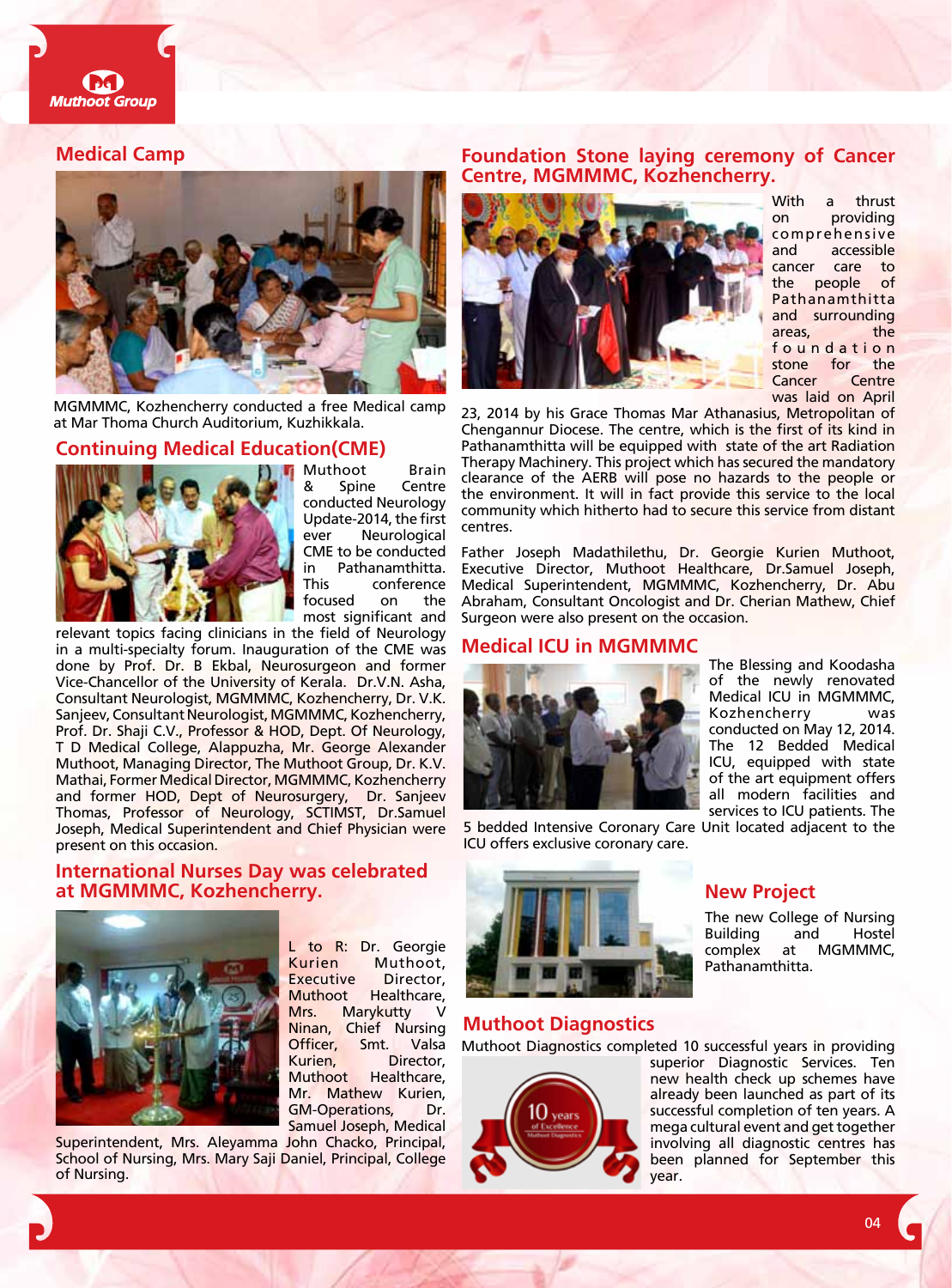## Medical Camp

MGMMMC, Kozhencherry conducted a free Medical camp at Mar Thoma Church Auditorium, Kuzhikkala.

## Continuing Medical Education(CME)

Muthoot Brain & Spine Centre conducted Neurology Update-2014, the first ever Neurological CME to be conducted in Pathanamthitta. This conference focused on the most significant and relevant topics facing clinicians in the field of Neurology in a multi-specialty forum. Inauguration of the CME was done by Prof. Dr. B Ekbal, Neurosurgeon and former Vice-Chancellor of the University of Kerala. Dr.V.N. Asha, Consultant Neurologist, MGMMMC, Kozhencherry, Dr. V.K. Sanjeev, Consultant Neurologist, MGMMMC, Kozhencherry, Prof. Dr. Shaji C.V., Professor & HOD, Dept. Of Neurology, T D Medical College, Alappuzha, Mr. George Alexander Muthoot, Managing Director, The Muthoot Group, Dr. K.V. Mathai, Former Medical Director, MGMMMC, Kozhencherry and former HOD, Dept of Neurosurgery, Dr. Sanjeev Thomas, Professor of Neurology, SCTIMST, Dr.Samuel Joseph, Medical Superintendent and Chief Physician were present on this occasion.

## International Nurses Day was celebrated at MGMMMC, Kozhencherry.

L to R: Dr. Georgie Kurien Muthoot, Executive Director, Muthoot Healthcare, Mrs. Marykutty V Ninan, Chief Nursing Officer, Smt. Valsa Kurien, Director, Muthoot Healthcare, Mr. Mathew Kurien, GM-Operations, Dr. Samuel Joseph, Medical Superintendent, Mrs. Aleyamma John Chacko, Principal, School of Nursing, Mrs. Mary Saji Daniel, Principal, College of Nursing.

## Foundation Stone laying ceremony of Cancer Centre, MGMMMC, Kozhencherry.

With a thrust on providing comprehensive and accessible cancer care to the people of Pathanamthitta and surrounding areas, the foundation stone for the Cancer Centre was laid on April 23, 2014 by his Grace Thomas Mar Athanasius, Metropolitan of Chengannur Diocese. The centre, which is the first of its kind in Pathanamthitta will be equipped with state of the art Radiation Therapy Machinery. This project which has secured the mandatory clearance of the AERB will pose no hazards to the people or the environment. It will in fact provide this service to the local community which hitherto had to secure this service from distant centres.

Father Joseph Madathilethu, Dr. Georgie Kurien Muthoot, Executive Director, Muthoot Healthcare, Dr.Samuel Joseph, Medical Superintendent, MGMMMC, Kozhencherry, Dr. Abu Abraham, Consultant Oncologist and Dr. Cherian Mathew, Chief Surgeon were also present on the occasion.

## Medical ICU in MGMMMC

The Blessing and Koodasha of the newly renovated Medical ICU in MGMMMC, Kozhencherry was conducted on May 12, 2014. The 12 Bedded Medical ICU, equipped with state of the art equipment offers all modern facilities and services to ICU patients. The 5 bedded Intensive Coronary Care Unit located adjacent to the ICU offers exclusive coronary care.

## New Project

The new College of Nursing Building and Hostel complex at MGMMMC, Pathanamthitta.

## Muthoot Diagnostics

Muthoot Diagnostics completed 10 successful years in providing superior Diagnostic Services. Ten new health check up schemes have already been launched as part of its successful completion of ten years. A mega cultural event and get together involving all diagnostic centres has been planned for September this year.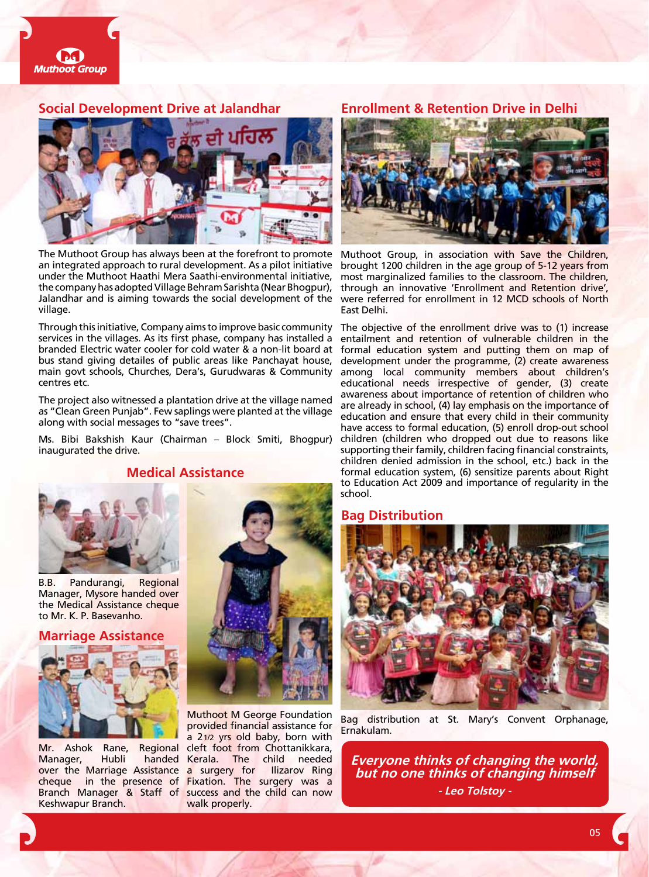## Social Development Drive at Jalandhar

The Muthoot Group has always been at the forefront to promote an integrated approach to rural development. As a pilot initiative under the Muthoot Haathi Mera Saathi-environmental initiative, the company has adopted Village Behram Sarishta (Near Bhogpur), Jalandhar and is aiming towards the social development of the village.

Through this initiative, Company aims to improve basic community services in the villages. As its first phase, company has installed a branded Electric water cooler for cold water & a non-lit board at bus stand giving detailes of public areas like Panchayat house, main govt schools, Churches, Dera's, Gurudwaras & Community centres etc.

The project also witnessed a plantation drive at the village named as "Clean Green Punjab". Few saplings were planted at the village along with social messages to "save trees".

Ms. Bibi Bakshish Kaur (Chairman – Block Smiti, Bhogpur) inaugurated the drive.

## Medical Assistance

B.B. Pandurangi, Regional Manager, Mysore handed over the Medical Assistance cheque to Mr. K. P. Basevanho.

Muthoot M George Foundation provided financial assistance for a 2 1/2 yrs old baby, born with cleft foot from Chottanikkara, Kerala. The child needed a surgery for Ilizarov Ring Fixation. The surgery was a success and the child can now walk properly.

## Marriage Assistance

Mr. Ashok Rane, Regional Manager, Hubli handed over the Marriage Assistance cheque in the presence of Branch Manager & Staff of Keshwapur Branch.

## Enrollment & Retention Drive in Delhi

Muthoot Group, in association with Save the Children, brought 1200 children in the age group of 5-12 years from most marginalized families to the classroom. The children, through an innovative 'Enrollment and Retention drive', were referred for enrollment in 12 MCD schools of North East Delhi.

The objective of the enrollment drive was to (1) increase entailment and retention of vulnerable children in the formal education system and putting them on map of development under the programme, (2) create awareness among local community members about children's educational needs irrespective of gender, (3) create awareness about importance of retention of children who are already in school, (4) lay emphasis on the importance of education and ensure that every child in their community have access to formal education, (5) enroll drop-out school children (children who dropped out due to reasons like supporting their family, children facing financial constraints, children denied admission in the school, etc.) back in the formal education system, (6) sensitize parents about Right to Education Act 2009 and importance of regularity in the school.

## Bag Distribution

Bag distribution at St. Mary's Convent Orphanage, Ernakulam.

***Everyone thinks of changing the world, but no one thinks of changing himself***

***- Leo Tolstoy -***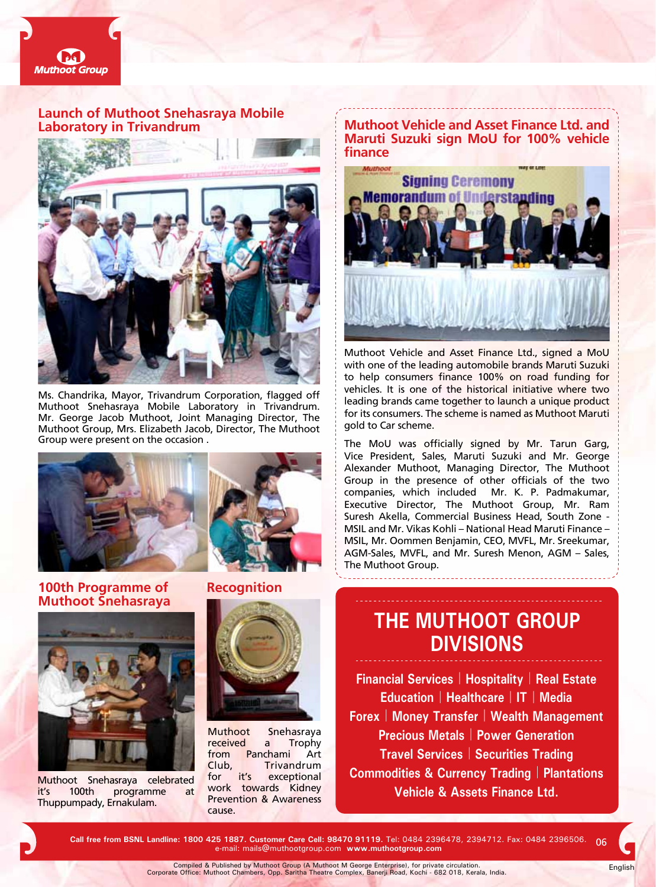## Launch of Muthoot Snehasraya Mobile Laboratory in Trivandrum

Ms. Chandrika, Mayor, Trivandrum Corporation, flagged off Muthoot Snehasraya Mobile Laboratory in Trivandrum. Mr. George Jacob Muthoot, Joint Managing Director, The Muthoot Group, Mrs. Elizabeth Jacob, Director, The Muthoot Group were present on the occasion .

## 100th Programme of Muthoot Snehasraya

Muthoot Snehasraya celebrated it's 100th programme at Thuppumpady, Ernakulam.

## Recognition

Muthoot Snehasraya received a Trophy from Panchami Art Club, Trivandrum for it's exceptional work towards Kidney Prevention & Awareness cause.

## Muthoot Vehicle and Asset Finance Ltd. and Maruti Suzuki sign MoU for 100% vehicle finance

Muthoot Vehicle and Asset Finance Ltd., signed a MoU with one of the leading automobile brands Maruti Suzuki to help consumers finance 100% on road funding for vehicles. It is one of the historical initiative where two leading brands came together to launch a unique product for its consumers. The scheme is named as Muthoot Maruti gold to Car scheme.

The MoU was officially signed by Mr. Tarun Garg, Vice President, Sales, Maruti Suzuki and Mr. George Alexander Muthoot, Managing Director, The Muthoot Group in the presence of other officials of the two companies, which included Mr. K. P. Padmakumar, Executive Director, The Muthoot Group, Mr. Ram Suresh Akella, Commercial Business Head, South Zone - MSIL and Mr. Vikas Kohli – National Head Maruti Finance – MSIL, Mr. Oommen Benjamin, CEO, MVFL, Mr. Sreekumar, AGM-Sales, MVFL, and Mr. Suresh Menon, AGM – Sales, The Muthoot Group.

## THE MUTHOOT GROUP DIVISIONS

Financial Services | Hospitality | Real Estate
Education | Healthcare | IT | Media
Forex | Money Transfer | Wealth Management
Precious Metals | Power Generation
Travel Services | Securities Trading
Commodities & Currency Trading | Plantations
Vehicle & Assets Finance Ltd.

**Call free from BSNL Landline: 1800 425 1887. Customer Care Cell: 98470 91119.** Tel: 0484 2396478, 2394712. Fax: 0484 2396506.
e-mail: mails@muthootgroup.com **www.muthootgroup.com**

Compiled & Published by Muthoot Group (A Muthoot M George Enterprise), for private circulation.
Corporate Office: Muthoot Chambers, Opp. Saritha Theatre Complex, Banerji Road, Kochi - 682 018, Kerala, India.